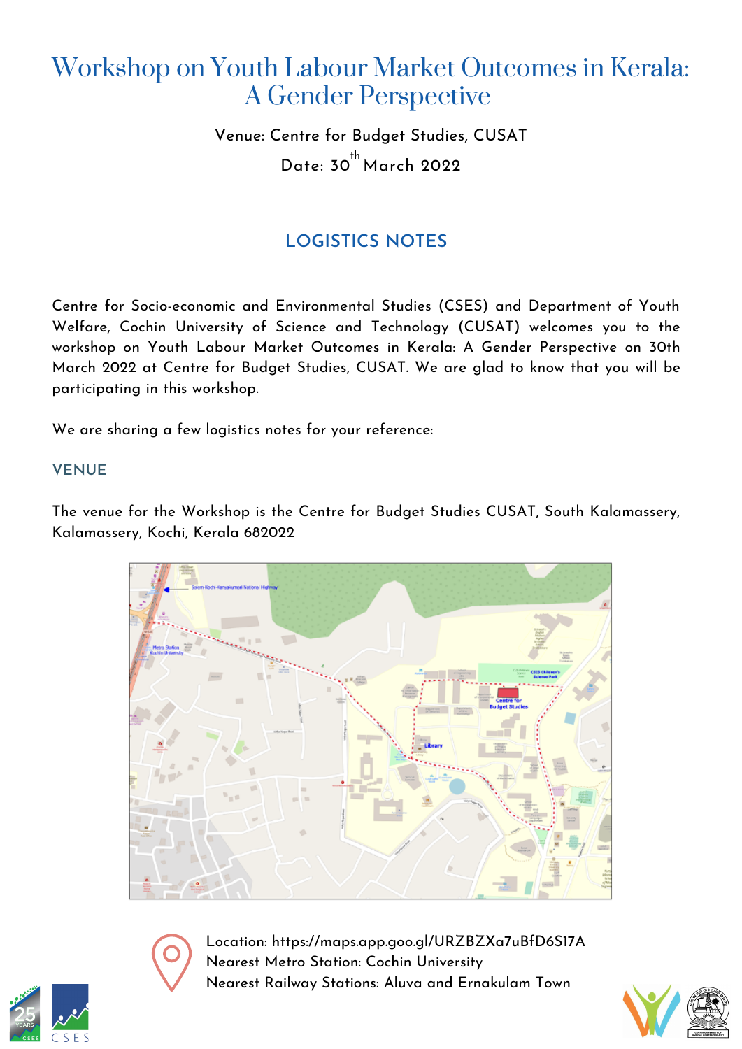# Workshop on Youth Labour Market Outcomes in Kerala: A Gender Perspective

Venue: Centre for Budget Studies, CUSAT

Date: 30th March 2022

## LOGISTICS NOTES

Centre for Socio-economic and Environmental Studies (CSES) and Department of Youth Welfare, Cochin University of Science and Technology (CUSAT) welcomes you to the workshop on Youth Labour Market Outcomes in Kerala: A Gender Perspective on 30th March 2022 at Centre for Budget Studies, CUSAT. We are glad to know that you will be participating in this workshop.

We are sharing a few logistics notes for your reference:

### VENUE

The venue for the Workshop is the Centre for Budget Studies CUSAT, South Kalamassery, Kalamassery, Kochi, Kerala 682022

Location: https://maps.app.goo.gl/URZBZXa7uBfD6S17A

Nearest Metro Station: Cochin University

Nearest Railway Stations: Aluva and Ernakulam Town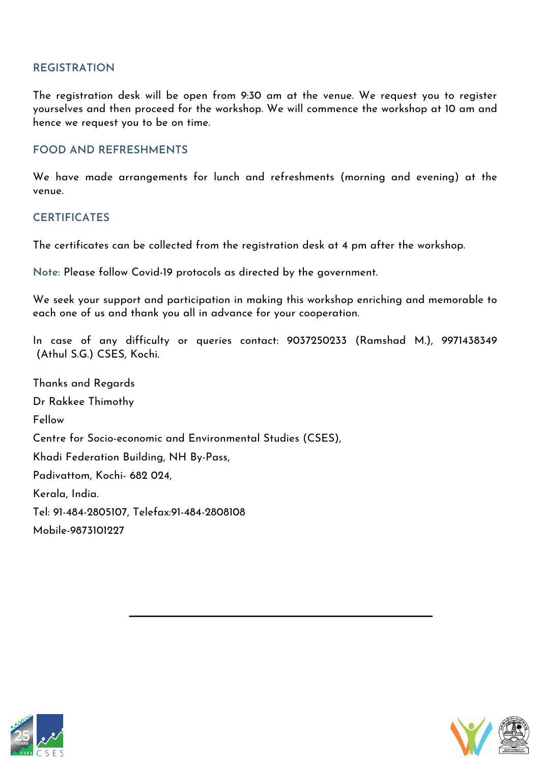## REGISTRATION

The registration desk will be open from 9:30 am at the venue. We request you to register yourselves and then proceed for the workshop. We will commence the workshop at 10 am and hence we request you to be on time.

## FOOD AND REFRESHMENTS

We have made arrangements for lunch and refreshments (morning and evening) at the venue.

## CERTIFICATES

The certificates can be collected from the registration desk at 4 pm after the workshop.

**Note:** Please follow Covid-19 protocols as directed by the government.

We seek your support and participation in making this workshop enriching and memorable to each one of us and thank you all in advance for your cooperation.

In case of any difficulty or queries contact: 9037250233 (Ramshad M.), 9971438349 (Athul S.G.) CSES, Kochi.

Thanks and Regards

Dr Rakkee Thimothy

Fellow

Centre for Socio-economic and Environmental Studies (CSES),

Khadi Federation Building, NH By-Pass,

Padivattom, Kochi- 682 024,

Kerala, India.

Tel: 91-484-2805107, Telefax:91-484-2808108

Mobile-9873101227